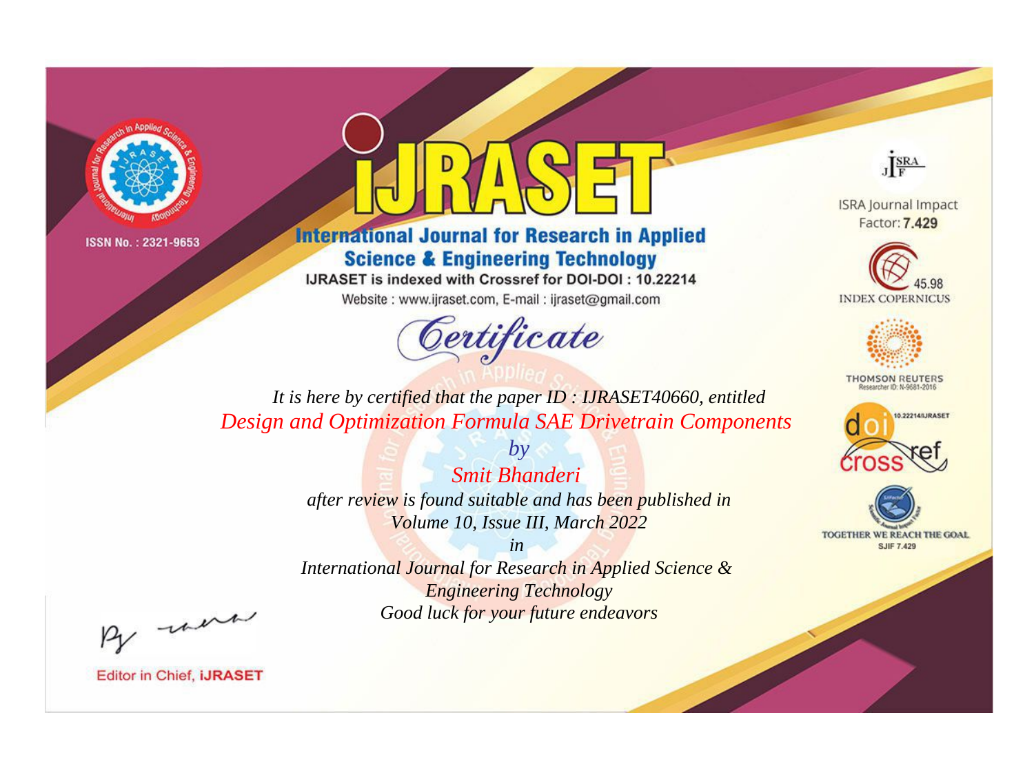ISSN No. : 2321-9653

# IJRASET

## International Journal for Research in Applied Science & Engineering Technology

IJRASET is indexed with Crossref for DOI-DOI : 10.22214

Website : www.ijraset.com, E-mail : ijraset@gmail.com

# *Certificate*

*It is here by certified that the paper ID : IJRASET40660, entitled*

*Design and Optimization Formula SAE Drivetrain Components*

*by*

*Smit Bhanderi*

*after review is found suitable and has been published in*

*Volume 10, Issue III, March 2022*

*in*

*International Journal for Research in Applied Science & Engineering Technology*

*Good luck for your future endeavors*

ISRA Journal Impact Factor: **7.429**

45.98 INDEX COPERNICUS

THOMSON REUTERS Researcher ID: N-9681-2016

10.22214/IJRASET

TOGETHER WE REACH THE GOAL SJIF 7.429

Editor in Chief, **iJRASET**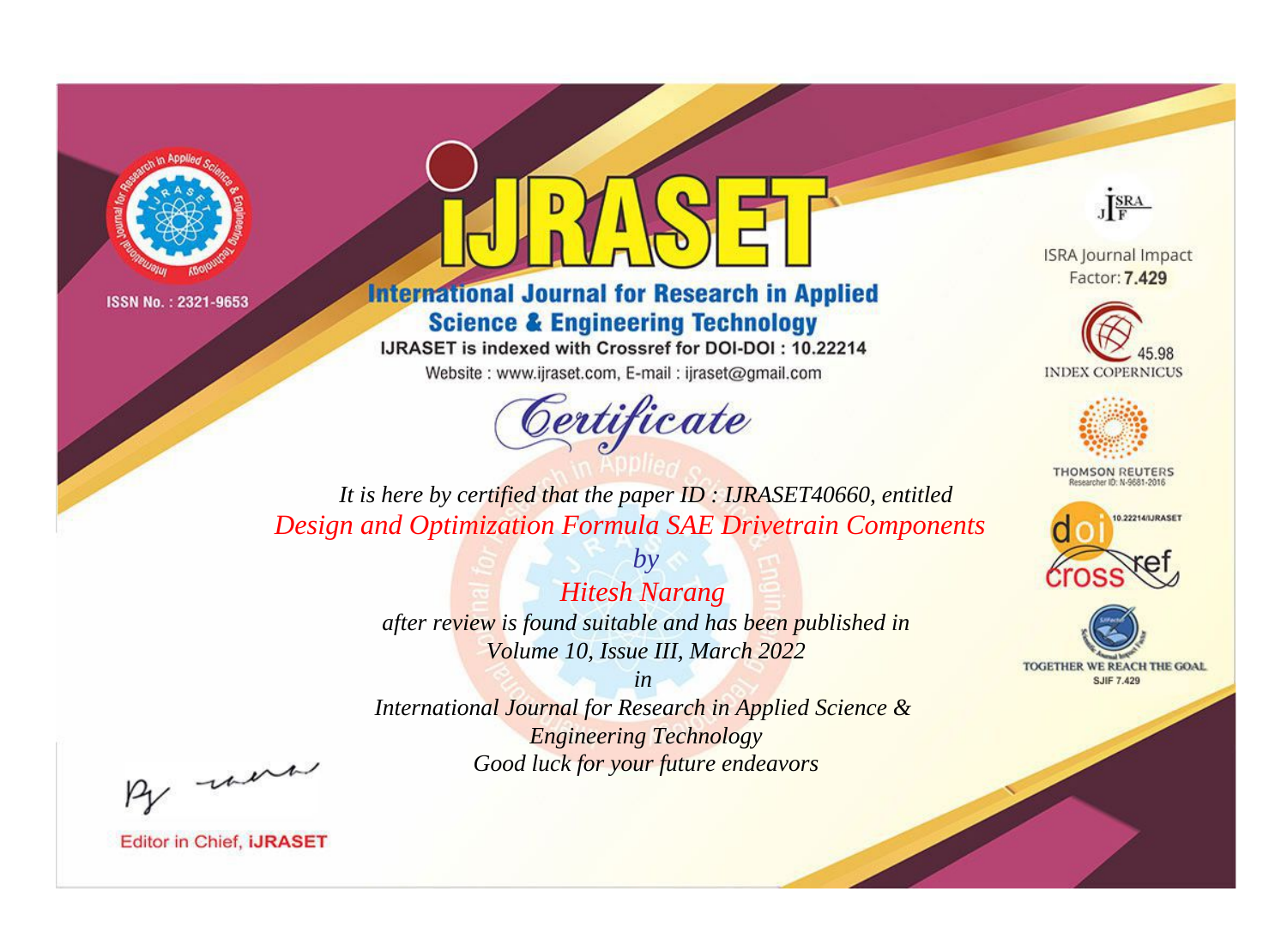ISSN No. : 2321-9653

# iJRASET

## International Journal for Research in Applied Science & Engineering Technology

IJRASET is indexed with Crossref for DOI-DOI : 10.22214

Website : www.ijraset.com, E-mail : ijraset@gmail.com

ISRA Journal Impact Factor: **7.429**

45.98 INDEX COPERNICUS

THOMSON REUTERS Researcher ID: N-9681-2016

10.22214/IJRASET

TOGETHER WE REACH THE GOAL SJIF 7.429

*Certificate*

*It is here by certified that the paper ID : IJRASET40660, entitled*

*Design and Optimization Formula SAE Drivetrain Components*

*by*

*Hitesh Narang*

*after review is found suitable and has been published in*

*Volume 10, Issue III, March 2022*

*in*

*International Journal for Research in Applied Science & Engineering Technology*

*Good luck for your future endeavors*

Editor in Chief, **iJRASET**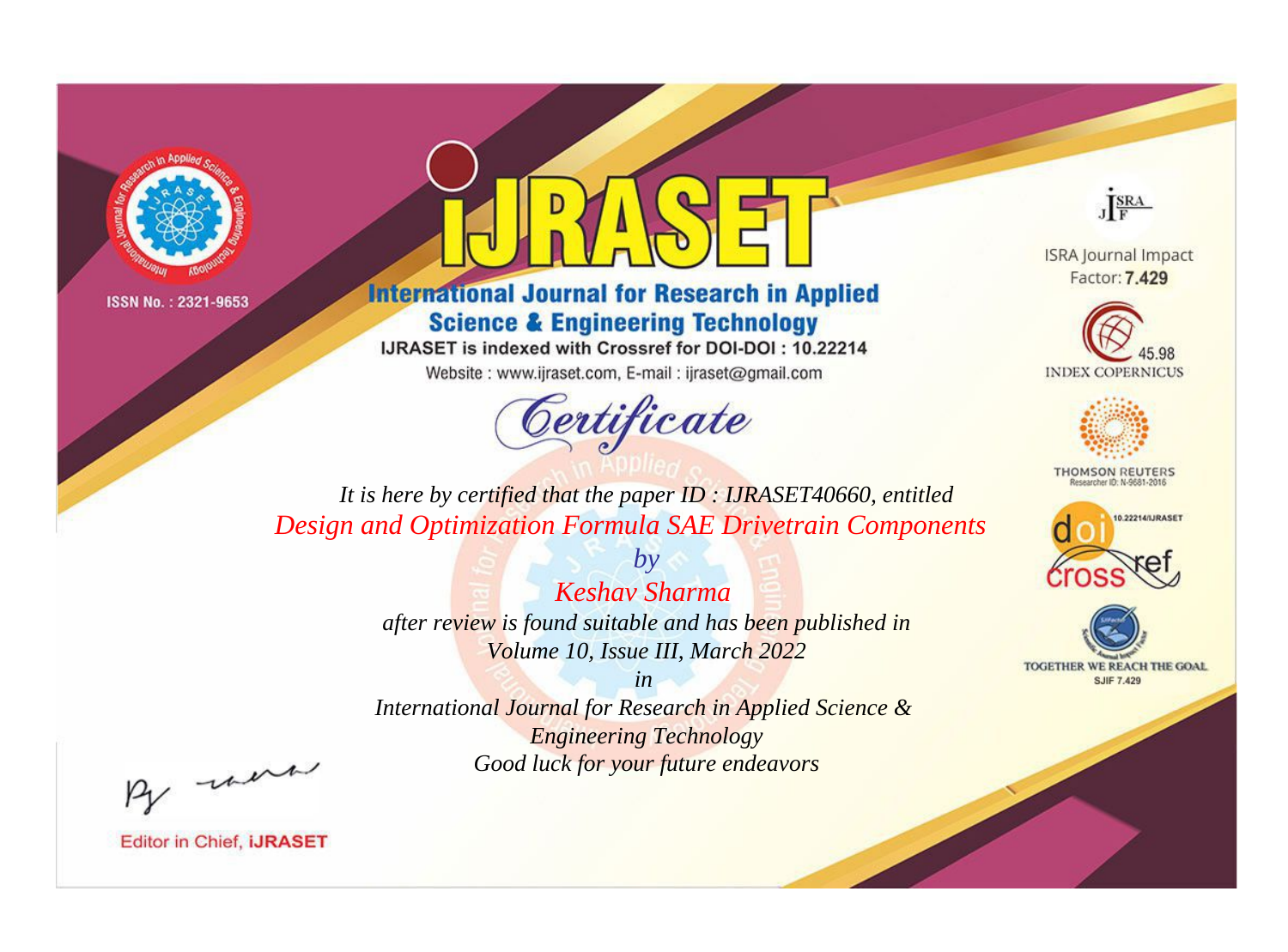ISSN No. : 2321-9653

# iJRASET

## International Journal for Research in Applied Science & Engineering Technology

IJRASET is indexed with Crossref for DOI-DOI : 10.22214

Website : www.ijraset.com, E-mail : ijraset@gmail.com

# Certificate

*It is here by certified that the paper ID : IJRASET40660, entitled*

*Design and Optimization Formula SAE Drivetrain Components*

*by*

*Keshav Sharma*

*after review is found suitable and has been published in*

*Volume 10, Issue III, March 2022*

*in*

*International Journal for Research in Applied Science & Engineering Technology*

*Good luck for your future endeavors*

Editor in Chief, iJRASET

ISRA Journal Impact Factor: **7.429**

45.98 INDEX COPERNICUS

THOMSON REUTERS Researcher ID: N-9681-2016

10.22214/IJRASET

TOGETHER WE REACH THE GOAL SJIF 7.429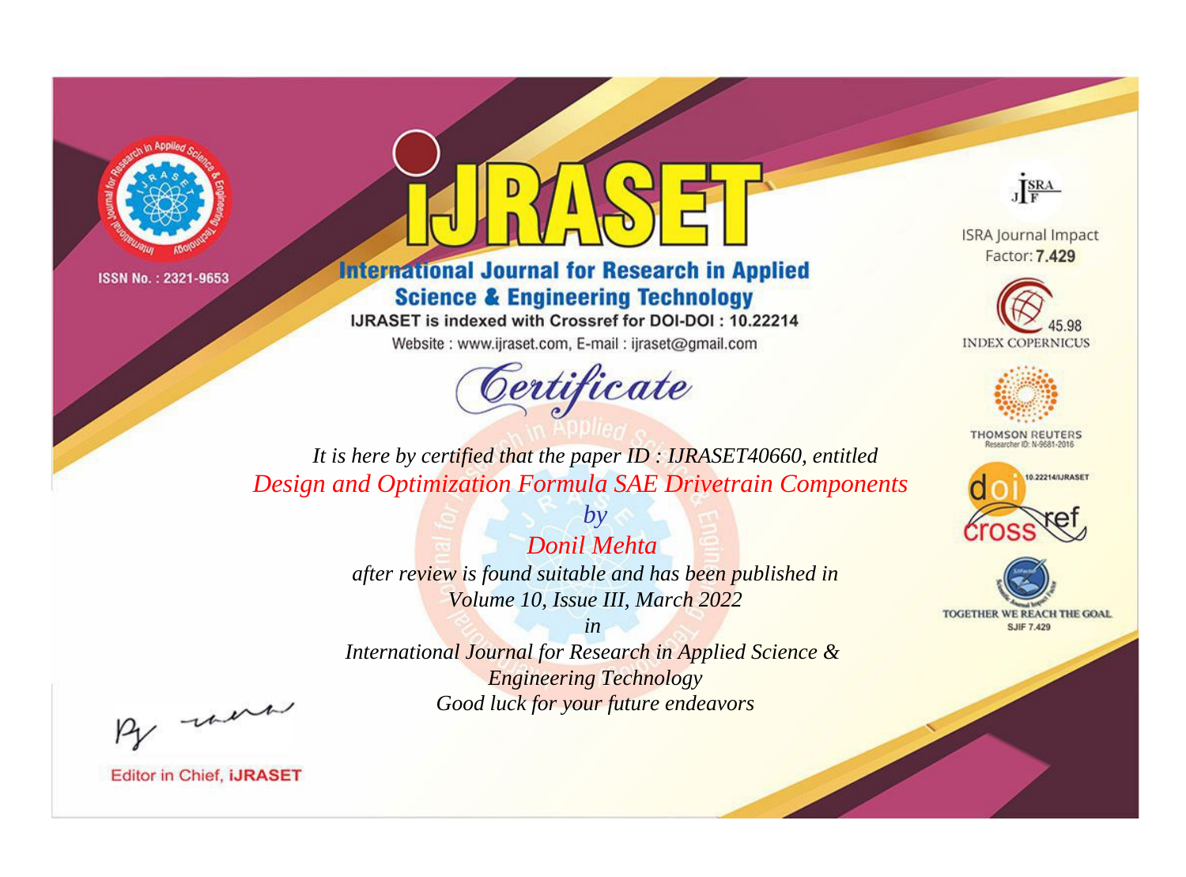ISSN No. : 2321-9653

# iJRASET

## International Journal for Research in Applied Science & Engineering Technology

IJRASET is indexed with Crossref for DOI-DOI : 10.22214

Website : www.ijraset.com, E-mail : ijraset@gmail.com

ISRA Journal Impact Factor: **7.429**

45.98 INDEX COPERNICUS

THOMSON REUTERS Researcher ID: N-9681-2016

10.22214/IJRASET

TOGETHER WE REACH THE GOAL SJIF 7.429

# *Certificate*

*It is here by certified that the paper ID : IJRASET40660, entitled*

*Design and Optimization Formula SAE Drivetrain Components*

*by*

*Donil Mehta*

*after review is found suitable and has been published in*

*Volume 10, Issue III, March 2022*

*in*

*International Journal for Research in Applied Science & Engineering Technology*

*Good luck for your future endeavors*

Editor in Chief, **iJRASET**